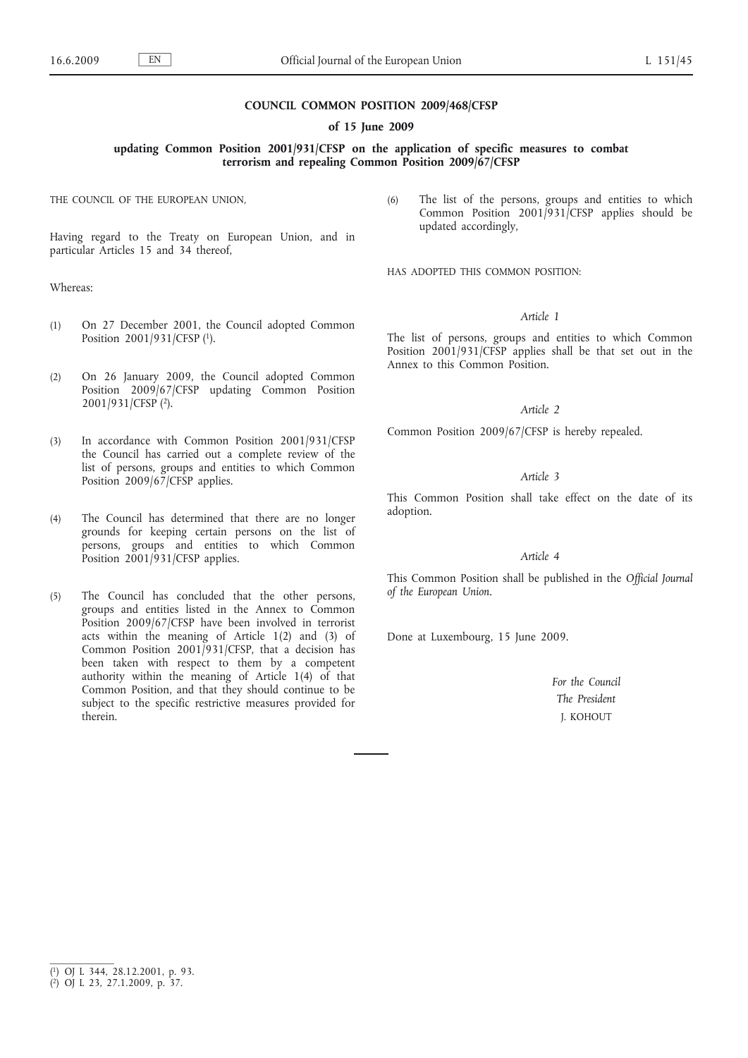# COUNCIL COMMON POSITION 2009/468/CFSP

## of 15 June 2009

## updating Common Position 2001/931/CFSP on the application of specific measures to combat terrorism and repealing Common Position 2009/67/CFSP

THE COUNCIL OF THE EUROPEAN UNION,

Having regard to the Treaty on European Union, and in particular Articles 15 and 34 thereof,

Whereas:

(1) On 27 December 2001, the Council adopted Common Position 2001/931/CFSP [1].

(2) On 26 January 2009, the Council adopted Common Position 2009/67/CFSP updating Common Position 2001/931/CFSP [2].

(3) In accordance with Common Position 2001/931/CFSP the Council has carried out a complete review of the list of persons, groups and entities to which Common Position 2009/67/CFSP applies.

(4) The Council has determined that there are no longer grounds for keeping certain persons on the list of persons, groups and entities to which Common Position 2001/931/CFSP applies.

(5) The Council has concluded that the other persons, groups and entities listed in the Annex to Common Position 2009/67/CFSP have been involved in terrorist acts within the meaning of Article 1(2) and (3) of Common Position 2001/931/CFSP, that a decision has been taken with respect to them by a competent authority within the meaning of Article 1(4) of that Common Position, and that they should continue to be subject to the specific restrictive measures provided for therein.

(6) The list of the persons, groups and entities to which Common Position 2001/931/CFSP applies should be updated accordingly,

HAS ADOPTED THIS COMMON POSITION:

*Article 1*

The list of persons, groups and entities to which Common Position 2001/931/CFSP applies shall be that set out in the Annex to this Common Position.

*Article 2*

Common Position 2009/67/CFSP is hereby repealed.

*Article 3*

This Common Position shall take effect on the date of its adoption.

*Article 4*

This Common Position shall be published in the *Official Journal of the European Union*.

Done at Luxembourg, 15 June 2009.

*For the Council*

*The President*

J. KOHOUT

---

[1] OJ L 344, 28.12.2001, p. 93.

[2] OJ L 23, 27.1.2009, p. 37.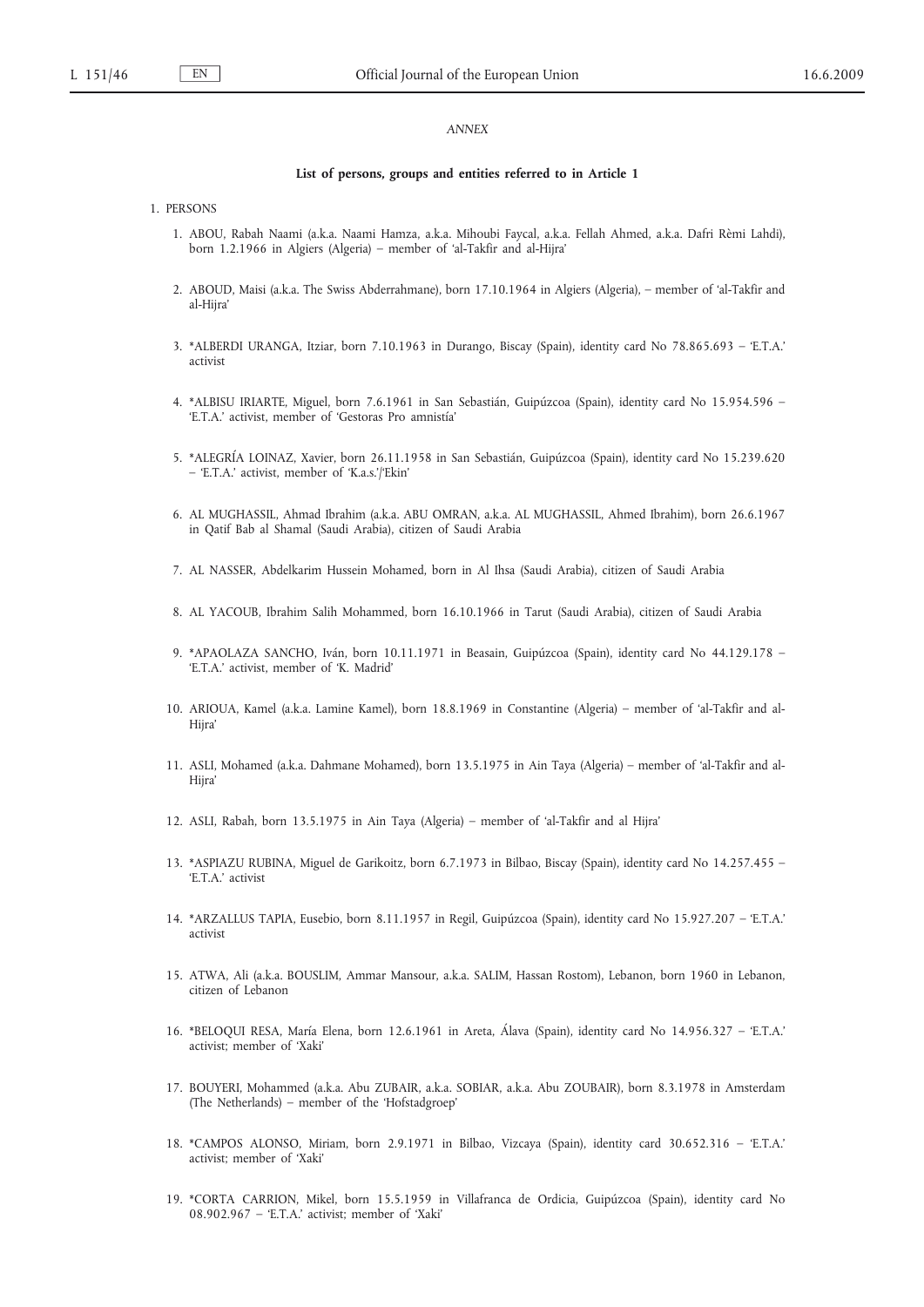*ANNEX*

**List of persons, groups and entities referred to in Article 1**

1. PERSONS

1. ABOU, Rabah Naami (a.k.a. Naami Hamza, a.k.a. Mihoubi Faycal, a.k.a. Fellah Ahmed, a.k.a. Dafri Rèmi Lahdi), born 1.2.1966 in Algiers (Algeria) – member of 'al-Takfir and al-Hijra'

2. ABOUD, Maisi (a.k.a. The Swiss Abderrahmane), born 17.10.1964 in Algiers (Algeria), – member of 'al-Takfir and al-Hijra'

3. *ALBERDI URANGA, Itziar, born 7.10.1963 in Durango, Biscay (Spain), identity card No 78.865.693 – 'E.T.A.' activist

4. *ALBISU IRIARTE, Miguel, born 7.6.1961 in San Sebastián, Guipúzcoa (Spain), identity card No 15.954.596 – 'E.T.A.' activist, member of 'Gestoras Pro amnistía'

5. *ALEGRÍA LOINAZ, Xavier, born 26.11.1958 in San Sebastián, Guipúzcoa (Spain), identity card No 15.239.620 – 'E.T.A.' activist, member of 'K.a.s.'/'Ekin'

6. AL MUGHASSIL, Ahmad Ibrahim (a.k.a. ABU OMRAN, a.k.a. AL MUGHASSIL, Ahmed Ibrahim), born 26.6.1967 in Qatif Bab al Shamal (Saudi Arabia), citizen of Saudi Arabia

7. AL NASSER, Abdelkarim Hussein Mohamed, born in Al Ihsa (Saudi Arabia), citizen of Saudi Arabia

8. AL YACOUB, Ibrahim Salih Mohammed, born 16.10.1966 in Tarut (Saudi Arabia), citizen of Saudi Arabia

9. *APAOLAZA SANCHO, Iván, born 10.11.1971 in Beasain, Guipúzcoa (Spain), identity card No 44.129.178 – 'E.T.A.' activist, member of 'K. Madrid'

10. ARIOUA, Kamel (a.k.a. Lamine Kamel), born 18.8.1969 in Constantine (Algeria) – member of 'al-Takfir and al-Hijra'

11. ASLI, Mohamed (a.k.a. Dahmane Mohamed), born 13.5.1975 in Ain Taya (Algeria) – member of 'al-Takfir and al-Hijra'

12. ASLI, Rabah, born 13.5.1975 in Ain Taya (Algeria) – member of 'al-Takfir and al Hijra'

13. *ASPIAZU RUBINA, Miguel de Garikoitz, born 6.7.1973 in Bilbao, Biscay (Spain), identity card No 14.257.455 – 'E.T.A.' activist

14. *ARZALLUS TAPIA, Eusebio, born 8.11.1957 in Regil, Guipúzcoa (Spain), identity card No 15.927.207 – 'E.T.A.' activist

15. ATWA, Ali (a.k.a. BOUSLIM, Ammar Mansour, a.k.a. SALIM, Hassan Rostom), Lebanon, born 1960 in Lebanon, citizen of Lebanon

16. *BELOQUI RESA, María Elena, born 12.6.1961 in Areta, Álava (Spain), identity card No 14.956.327 – 'E.T.A.' activist; member of 'Xaki'

17. BOUYERI, Mohammed (a.k.a. Abu ZUBAIR, a.k.a. SOBIAR, a.k.a. Abu ZOUBAIR), born 8.3.1978 in Amsterdam (The Netherlands) – member of the 'Hofstadgroep'

18. *CAMPOS ALONSO, Miriam, born 2.9.1971 in Bilbao, Vizcaya (Spain), identity card 30.652.316 – 'E.T.A.' activist; member of 'Xaki'

19. *CORTA CARRION, Mikel, born 15.5.1959 in Villafranca de Ordicia, Guipúzcoa (Spain), identity card No 08.902.967 – 'E.T.A.' activist; member of 'Xaki'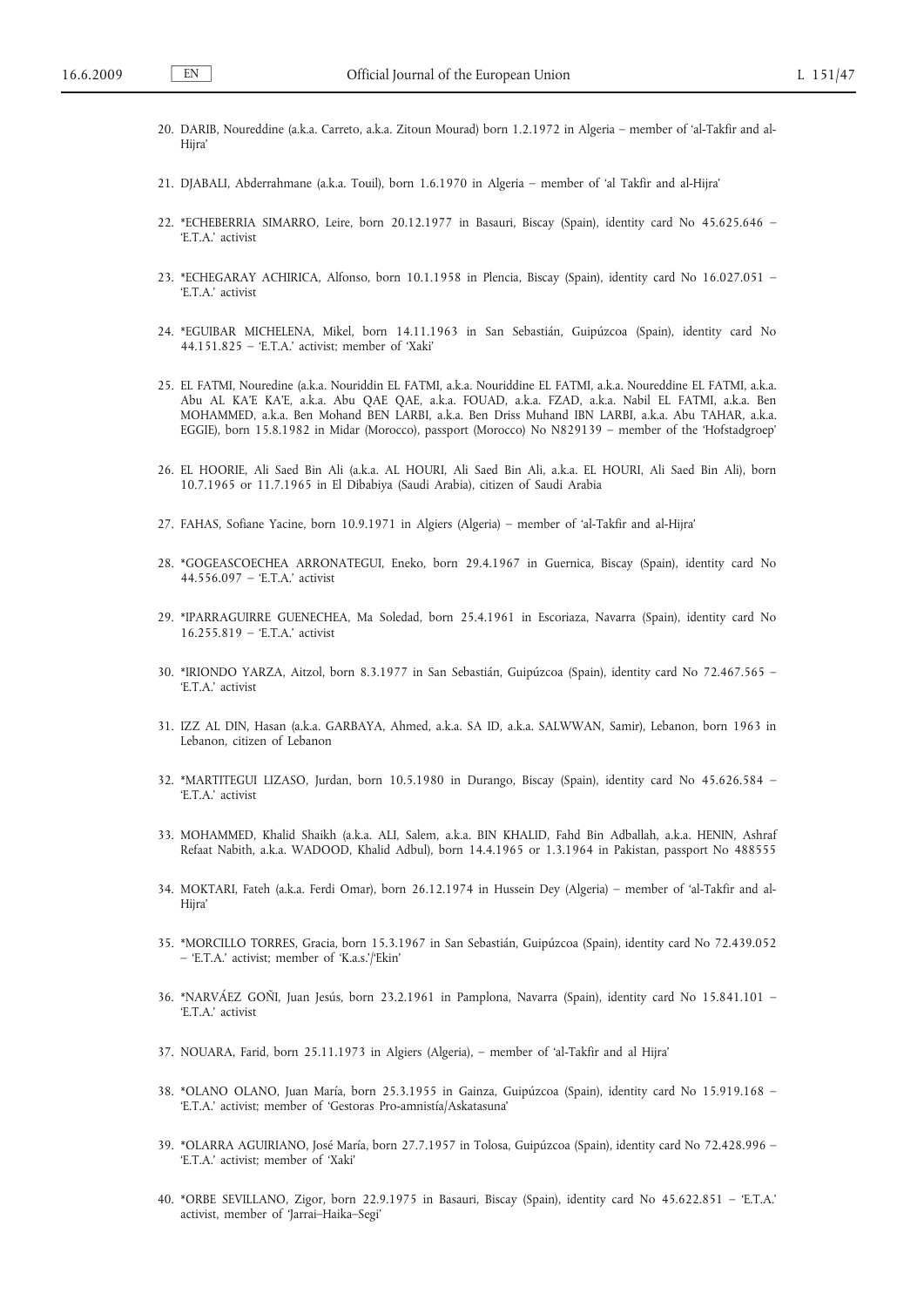20. DARIB, Noureddine (a.k.a. Carreto, a.k.a. Zitoun Mourad) born 1.2.1972 in Algeria – member of 'al-Takfir and al-Hijra'

21. DJABALI, Abderrahmane (a.k.a. Touil), born 1.6.1970 in Algeria – member of 'al Takfir and al-Hijra'

22. *ECHEBERRIA SIMARRO, Leire, born 20.12.1977 in Basauri, Biscay (Spain), identity card No 45.625.646 – 'E.T.A.' activist

23. *ECHEGARAY ACHIRICA, Alfonso, born 10.1.1958 in Plencia, Biscay (Spain), identity card No 16.027.051 – 'E.T.A.' activist

24. *EGUIBAR MICHELENA, Mikel, born 14.11.1963 in San Sebastián, Guipúzcoa (Spain), identity card No 44.151.825 – 'E.T.A.' activist; member of 'Xaki'

25. EL FATMI, Nouredine (a.k.a. Nouriddin EL FATMI, a.k.a. Nouriddine EL FATMI, a.k.a. Noureddine EL FATMI, a.k.a. Abu AL KA'E KA'E, a.k.a. Abu QAE QAE, a.k.a. FOUAD, a.k.a. FZAD, a.k.a. Nabil EL FATMI, a.k.a. Ben MOHAMMED, a.k.a. Ben Mohand BEN LARBI, a.k.a. Ben Driss Muhand IBN LARBI, a.k.a. Abu TAHAR, a.k.a. EGGIE), born 15.8.1982 in Midar (Morocco), passport (Morocco) No N829139 – member of the 'Hofstadgroep'

26. EL HOORIE, Ali Saed Bin Ali (a.k.a. AL HOURI, Ali Saed Bin Ali, a.k.a. EL HOURI, Ali Saed Bin Ali), born 10.7.1965 or 11.7.1965 in El Dibabiya (Saudi Arabia), citizen of Saudi Arabia

27. FAHAS, Sofiane Yacine, born 10.9.1971 in Algiers (Algeria) – member of 'al-Takfir and al-Hijra'

28. *GOGEASCOECHEA ARRONATEGUI, Eneko, born 29.4.1967 in Guernica, Biscay (Spain), identity card No 44.556.097 – 'E.T.A.' activist

29. *IPARRAGUIRRE GUENECHEA, Ma Soledad, born 25.4.1961 in Escoriaza, Navarra (Spain), identity card No 16.255.819 – 'E.T.A.' activist

30. *IRIONDO YARZA, Aitzol, born 8.3.1977 in San Sebastián, Guipúzcoa (Spain), identity card No 72.467.565 – 'E.T.A.' activist

31. IZZ AL DIN, Hasan (a.k.a. GARBAYA, Ahmed, a.k.a. SA ID, a.k.a. SALWWAN, Samir), Lebanon, born 1963 in Lebanon, citizen of Lebanon

32. *MARTITEGUI LIZASO, Jurdan, born 10.5.1980 in Durango, Biscay (Spain), identity card No 45.626.584 – 'E.T.A.' activist

33. MOHAMMED, Khalid Shaikh (a.k.a. ALI, Salem, a.k.a. BIN KHALID, Fahd Bin Adballah, a.k.a. HENIN, Ashraf Refaat Nabith, a.k.a. WADOOD, Khalid Adbul), born 14.4.1965 or 1.3.1964 in Pakistan, passport No 488555

34. MOKTARI, Fateh (a.k.a. Ferdi Omar), born 26.12.1974 in Hussein Dey (Algeria) – member of 'al-Takfir and al-Hijra'

35. *MORCILLO TORRES, Gracia, born 15.3.1967 in San Sebastián, Guipúzcoa (Spain), identity card No 72.439.052 – 'E.T.A.' activist; member of 'K.a.s.'/'Ekin'

36. *NARVÁEZ GOÑI, Juan Jesús, born 23.2.1961 in Pamplona, Navarra (Spain), identity card No 15.841.101 – 'E.T.A.' activist

37. NOUARA, Farid, born 25.11.1973 in Algiers (Algeria), – member of 'al-Takfir and al Hijra'

38. *OLANO OLANO, Juan María, born 25.3.1955 in Gainza, Guipúzcoa (Spain), identity card No 15.919.168 – 'E.T.A.' activist; member of 'Gestoras Pro-amnistía/Askatasuna'

39. *OLARRA AGUIRIANO, José María, born 27.7.1957 in Tolosa, Guipúzcoa (Spain), identity card No 72.428.996 – 'E.T.A.' activist; member of 'Xaki'

40. *ORBE SEVILLANO, Zigor, born 22.9.1975 in Basauri, Biscay (Spain), identity card No 45.622.851 – 'E.T.A.' activist, member of 'Jarrai–Haika–Segi'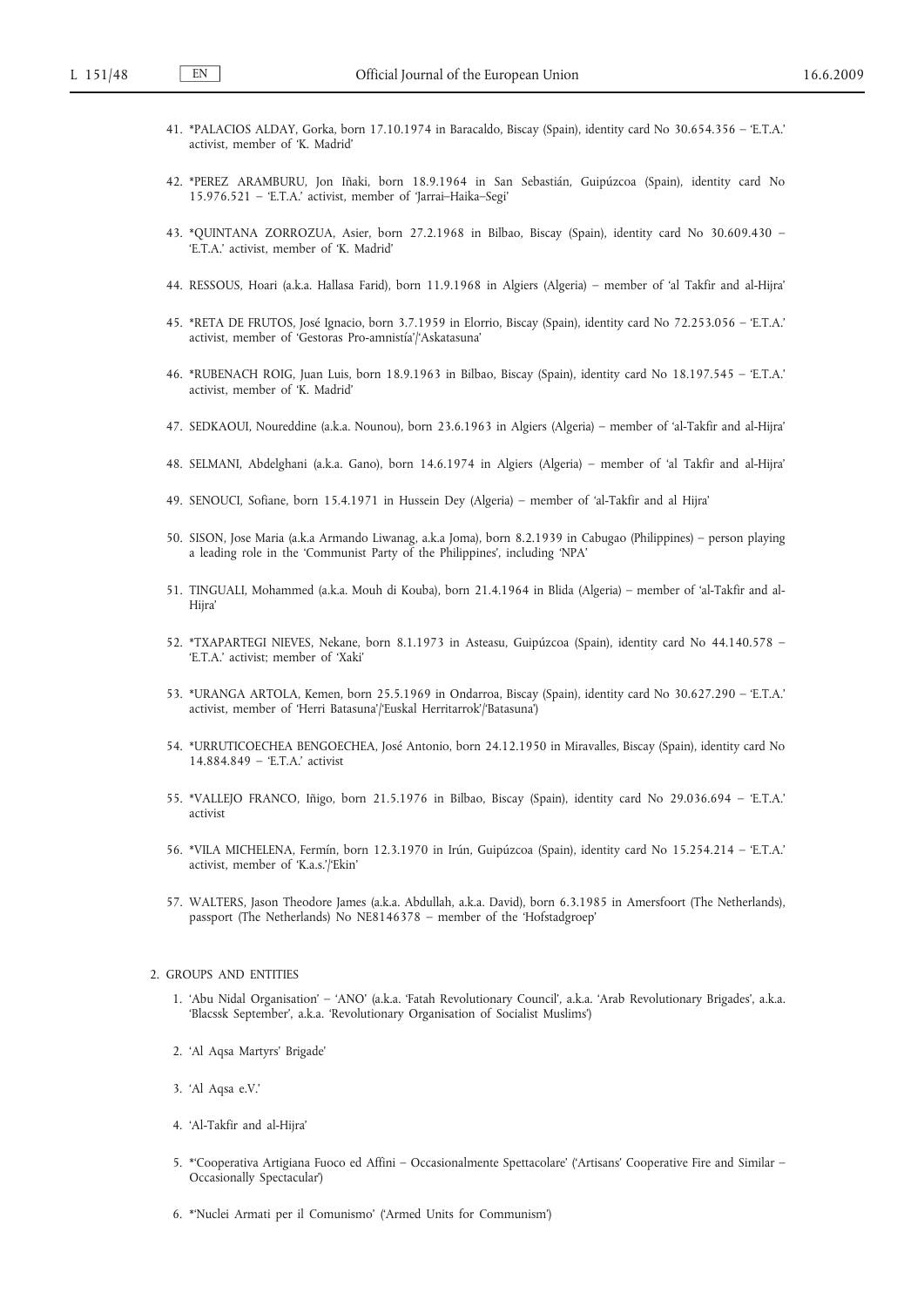41. *PALACIOS ALDAY, Gorka, born 17.10.1974 in Baracaldo, Biscay (Spain), identity card No 30.654.356 – 'E.T.A.' activist, member of 'K. Madrid'

42. *PEREZ ARAMBURU, Jon Iñaki, born 18.9.1964 in San Sebastián, Guipúzcoa (Spain), identity card No 15.976.521 – 'E.T.A.' activist, member of 'Jarrai–Haika–Segi'

43. *QUINTANA ZORROZUA, Asier, born 27.2.1968 in Bilbao, Biscay (Spain), identity card No 30.609.430 – 'E.T.A.' activist, member of 'K. Madrid'

44. RESSOUS, Hoari (a.k.a. Hallasa Farid), born 11.9.1968 in Algiers (Algeria) – member of 'al Takfir and al-Hijra'

45. *RETA DE FRUTOS, José Ignacio, born 3.7.1959 in Elorrio, Biscay (Spain), identity card No 72.253.056 – 'E.T.A.' activist, member of 'Gestoras Pro-amnistía'/'Askatasuna'

46. *RUBENACH ROIG, Juan Luis, born 18.9.1963 in Bilbao, Biscay (Spain), identity card No 18.197.545 – 'E.T.A.' activist, member of 'K. Madrid'

47. SEDKAOUI, Noureddine (a.k.a. Nounou), born 23.6.1963 in Algiers (Algeria) – member of 'al-Takfir and al-Hijra'

48. SELMANI, Abdelghani (a.k.a. Gano), born 14.6.1974 in Algiers (Algeria) – member of 'al Takfir and al-Hijra'

49. SENOUCI, Sofiane, born 15.4.1971 in Hussein Dey (Algeria) – member of 'al-Takfir and al Hijra'

50. SISON, Jose Maria (a.k.a Armando Liwanag, a.k.a Joma), born 8.2.1939 in Cabugao (Philippines) – person playing a leading role in the 'Communist Party of the Philippines', including 'NPA'

51. TINGUALI, Mohammed (a.k.a. Mouh di Kouba), born 21.4.1964 in Blida (Algeria) – member of 'al-Takfir and al-Hijra'

52. *TXAPARTEGI NIEVES, Nekane, born 8.1.1973 in Asteasu, Guipúzcoa (Spain), identity card No 44.140.578 – 'E.T.A.' activist; member of 'Xaki'

53. *URANGA ARTOLA, Kemen, born 25.5.1969 in Ondarroa, Biscay (Spain), identity card No 30.627.290 – 'E.T.A.' activist, member of 'Herri Batasuna'/'Euskal Herritarrok'/'Batasuna')

54. *URRUTICOECHEA BENGOECHEA, José Antonio, born 24.12.1950 in Miravalles, Biscay (Spain), identity card No 14.884.849 – 'E.T.A.' activist

55. *VALLEJO FRANCO, Iñigo, born 21.5.1976 in Bilbao, Biscay (Spain), identity card No 29.036.694 – 'E.T.A.' activist

56. *VILA MICHELENA, Fermín, born 12.3.1970 in Irún, Guipúzcoa (Spain), identity card No 15.254.214 – 'E.T.A.' activist, member of 'K.a.s.'/'Ekin'

57. WALTERS, Jason Theodore James (a.k.a. Abdullah, a.k.a. David), born 6.3.1985 in Amersfoort (The Netherlands), passport (The Netherlands) No NE8146378 – member of the 'Hofstadgroep'

2. GROUPS AND ENTITIES

1. 'Abu Nidal Organisation' – 'ANO' (a.k.a. 'Fatah Revolutionary Council', a.k.a. 'Arab Revolutionary Brigades', a.k.a. 'Blacssk September', a.k.a. 'Revolutionary Organisation of Socialist Muslims')

2. 'Al Aqsa Martyrs' Brigade'

3. 'Al Aqsa e.V.'

4. 'Al-Takfir and al-Hijra'

5. *'Cooperativa Artigiana Fuoco ed Affini – Occasionalmente Spettacolare' ('Artisans' Cooperative Fire and Similar – Occasionally Spectacular')

6. *'Nuclei Armati per il Comunismo' ('Armed Units for Communism')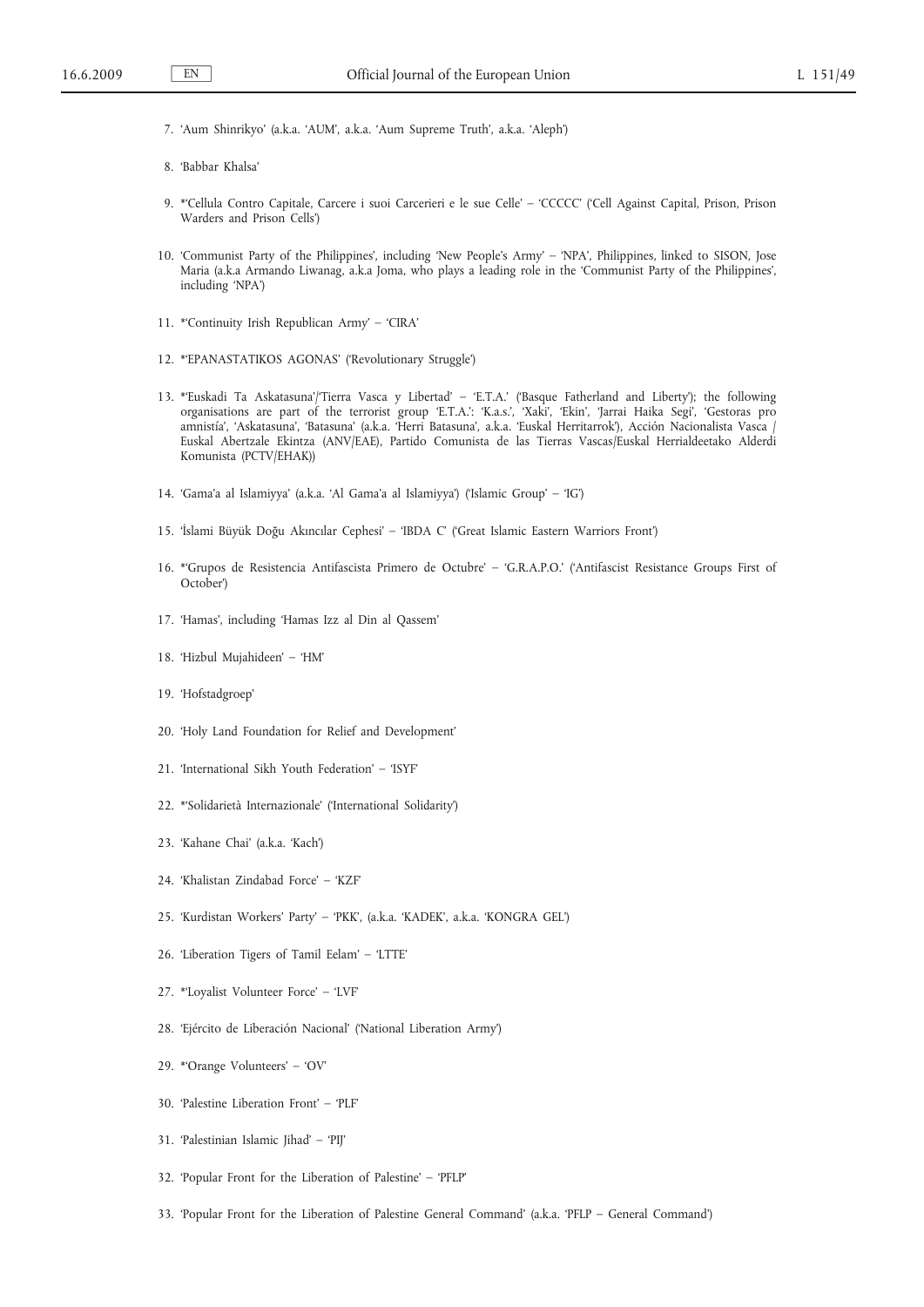7. 'Aum Shinrikyo' (a.k.a. 'AUM', a.k.a. 'Aum Supreme Truth', a.k.a. 'Aleph')

8. 'Babbar Khalsa'

9. *'Cellula Contro Capitale, Carcere i suoi Carcerieri e le sue Celle' – 'CCCCC' ('Cell Against Capital, Prison, Prison Warders and Prison Cells')

10. 'Communist Party of the Philippines', including 'New People's Army' – 'NPA', Philippines, linked to SISON, Jose Maria (a.k.a Armando Liwanag, a.k.a Joma, who plays a leading role in the 'Communist Party of the Philippines', including 'NPA')

11. *'Continuity Irish Republican Army' – 'CIRA'

12. *'EPANASTATIKOS AGONAS' ('Revolutionary Struggle')

13. *'Euskadi Ta Askatasuna'/'Tierra Vasca y Libertad' – 'E.T.A.' ('Basque Fatherland and Liberty'); the following organisations are part of the terrorist group 'E.T.A.': 'K.a.s.', 'Xaki', 'Ekin', 'Jarrai Haika Segi', 'Gestoras pro amnistía', 'Askatasuna', 'Batasuna' (a.k.a. 'Herri Batasuna', a.k.a. 'Euskal Herritarrok'), Acción Nacionalista Vasca / Euskal Abertzale Ekintza (ANV/EAE), Partido Comunista de las Tierras Vascas/Euskal Herrialdeetako Alderdi Komunista (PCTV/EHAK))

14. 'Gama'a al Islamiyya' (a.k.a. 'Al Gama'a al Islamiyya') ('Islamic Group' – 'IG')

15. 'İslami Büyük Doğu Akıncılar Cephesi' – 'IBDA C' ('Great Islamic Eastern Warriors Front')

16. *'Grupos de Resistencia Antifascista Primero de Octubre' – 'G.R.A.P.O.' ('Antifascist Resistance Groups First of October')

17. 'Hamas', including 'Hamas Izz al Din al Qassem'

18. 'Hizbul Mujahideen' – 'HM'

19. 'Hofstadgroep'

20. 'Holy Land Foundation for Relief and Development'

21. 'International Sikh Youth Federation' – 'ISYF'

22. *'Solidarietà Internazionale' ('International Solidarity')

23. 'Kahane Chai' (a.k.a. 'Kach')

24. 'Khalistan Zindabad Force' – 'KZF'

25. 'Kurdistan Workers' Party' – 'PKK', (a.k.a. 'KADEK', a.k.a. 'KONGRA GEL')

26. 'Liberation Tigers of Tamil Eelam' – 'LTTE'

27. *'Loyalist Volunteer Force' – 'LVF'

28. 'Ejército de Liberación Nacional' ('National Liberation Army')

29. *'Orange Volunteers' – 'OV'

30. 'Palestine Liberation Front' – 'PLF'

31. 'Palestinian Islamic Jihad' – 'PIJ'

32. 'Popular Front for the Liberation of Palestine' – 'PFLP'

33. 'Popular Front for the Liberation of Palestine General Command' (a.k.a. 'PFLP – General Command')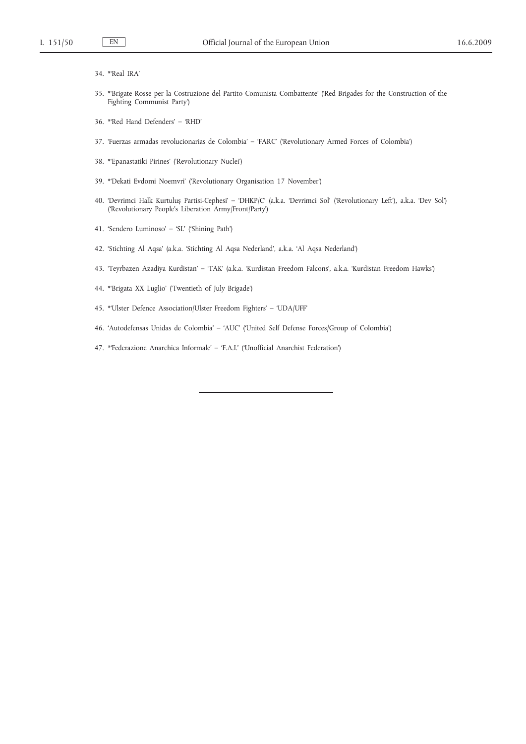34. *'Real IRA'

35. *'Brigate Rosse per la Costruzione del Partito Comunista Combattente' ('Red Brigades for the Construction of the Fighting Communist Party')

36. *'Red Hand Defenders' – 'RHD'

37. 'Fuerzas armadas revolucionarias de Colombia' – 'FARC' ('Revolutionary Armed Forces of Colombia')

38. *'Epanastatiki Pirines' ('Revolutionary Nuclei')

39. *'Dekati Evdomi Noemvri' ('Revolutionary Organisation 17 November')

40. 'Devrimci Halk Kurtuluş Partisi-Cephesi' – 'DHKP/C' (a.k.a. 'Devrimci Sol' ('Revolutionary Left'), a.k.a. 'Dev Sol') ('Revolutionary People's Liberation Army/Front/Party')

41. 'Sendero Luminoso' – 'SL' ('Shining Path')

42. 'Stichting Al Aqsa' (a.k.a. 'Stichting Al Aqsa Nederland', a.k.a. 'Al Aqsa Nederland')

43. 'Teyrbazen Azadiya Kurdistan' – 'TAK' (a.k.a. 'Kurdistan Freedom Falcons', a.k.a. 'Kurdistan Freedom Hawks')

44. *'Brigata XX Luglio' ('Twentieth of July Brigade')

45. *'Ulster Defence Association/Ulster Freedom Fighters' – 'UDA/UFF'

46. 'Autodefensas Unidas de Colombia' – 'AUC' ('United Self Defense Forces/Group of Colombia')

47. *'Federazione Anarchica Informale' – 'F.A.I.' ('Unofficial Anarchist Federation')